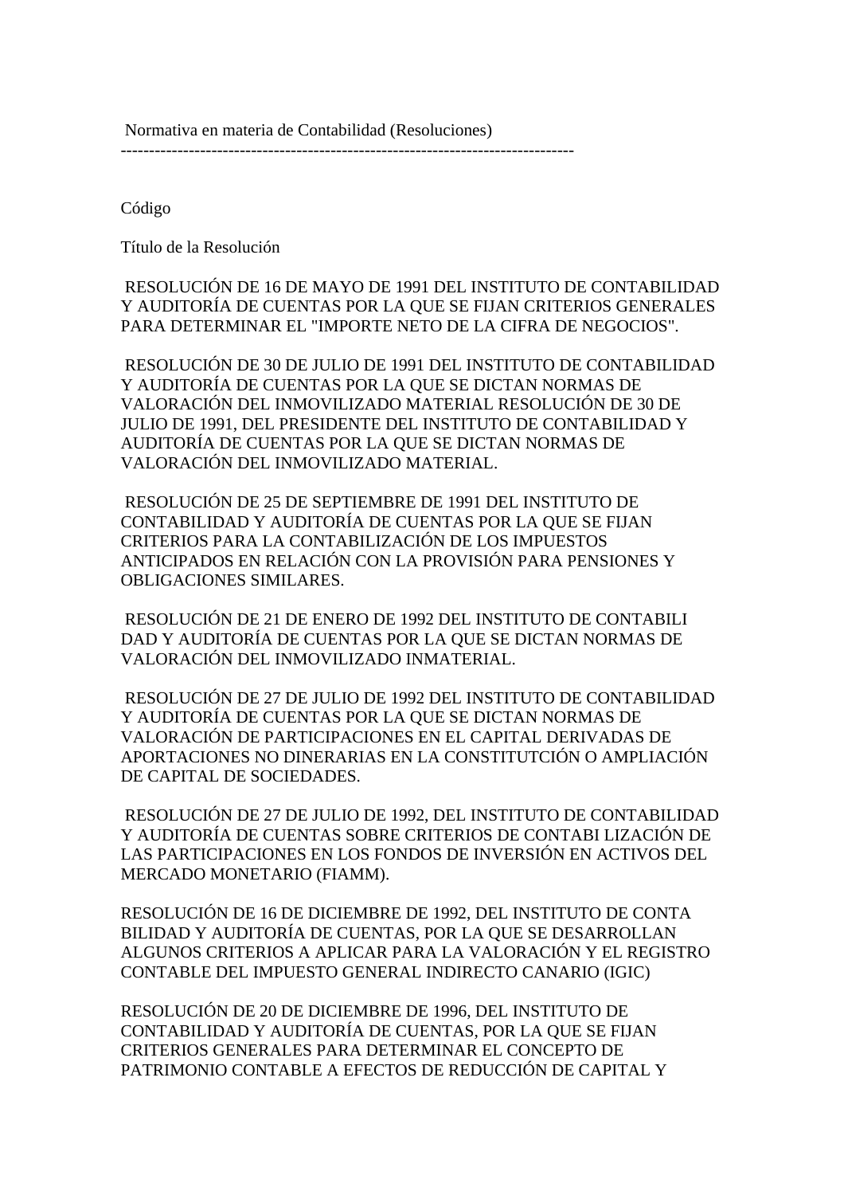Normativa en materia de Contabilidad (Resoluciones)

--------------------------------------------------------------------------------

Código

Título de la Resolución

RESOLUCIÓN DE 16 DE MAYO DE 1991 DEL INSTITUTO DE CONTABILIDAD Y AUDITORÍA DE CUENTAS POR LA QUE SE FIJAN CRITERIOS GENERALES PARA DETERMINAR EL "IMPORTE NETO DE LA CIFRA DE NEGOCIOS".

RESOLUCIÓN DE 30 DE JULIO DE 1991 DEL INSTITUTO DE CONTABILIDAD Y AUDITORÍA DE CUENTAS POR LA QUE SE DICTAN NORMAS DE VALORACIÓN DEL INMOVILIZADO MATERIAL RESOLUCIÓN DE 30 DE JULIO DE 1991, DEL PRESIDENTE DEL INSTITUTO DE CONTABILIDAD Y AUDITORÍA DE CUENTAS POR LA QUE SE DICTAN NORMAS DE VALORACIÓN DEL INMOVILIZADO MATERIAL.

RESOLUCIÓN DE 25 DE SEPTIEMBRE DE 1991 DEL INSTITUTO DE CONTABILIDAD Y AUDITORÍA DE CUENTAS POR LA QUE SE FIJAN CRITERIOS PARA LA CONTABILIZACIÓN DE LOS IMPUESTOS ANTICIPADOS EN RELACIÓN CON LA PROVISIÓN PARA PENSIONES Y OBLIGACIONES SIMILARES.

RESOLUCIÓN DE 21 DE ENERO DE 1992 DEL INSTITUTO DE CONTABILI DAD Y AUDITORÍA DE CUENTAS POR LA QUE SE DICTAN NORMAS DE VALORACIÓN DEL INMOVILIZADO INMATERIAL.

RESOLUCIÓN DE 27 DE JULIO DE 1992 DEL INSTITUTO DE CONTABILIDAD Y AUDITORÍA DE CUENTAS POR LA QUE SE DICTAN NORMAS DE VALORACIÓN DE PARTICIPACIONES EN EL CAPITAL DERIVADAS DE APORTACIONES NO DINERARIAS EN LA CONSTITUTCIÓN O AMPLIACIÓN DE CAPITAL DE SOCIEDADES.

RESOLUCIÓN DE 27 DE JULIO DE 1992, DEL INSTITUTO DE CONTABILIDAD Y AUDITORÍA DE CUENTAS SOBRE CRITERIOS DE CONTABI LIZACIÓN DE LAS PARTICIPACIONES EN LOS FONDOS DE INVERSIÓN EN ACTIVOS DEL MERCADO MONETARIO (FIAMM).

RESOLUCIÓN DE 16 DE DICIEMBRE DE 1992, DEL INSTITUTO DE CONTA BILIDAD Y AUDITORÍA DE CUENTAS, POR LA QUE SE DESARROLLAN ALGUNOS CRITERIOS A APLICAR PARA LA VALORACIÓN Y EL REGISTRO CONTABLE DEL IMPUESTO GENERAL INDIRECTO CANARIO (IGIC)

RESOLUCIÓN DE 20 DE DICIEMBRE DE 1996, DEL INSTITUTO DE CONTABILIDAD Y AUDITORÍA DE CUENTAS, POR LA QUE SE FIJAN CRITERIOS GENERALES PARA DETERMINAR EL CONCEPTO DE PATRIMONIO CONTABLE A EFECTOS DE REDUCCIÓN DE CAPITAL Y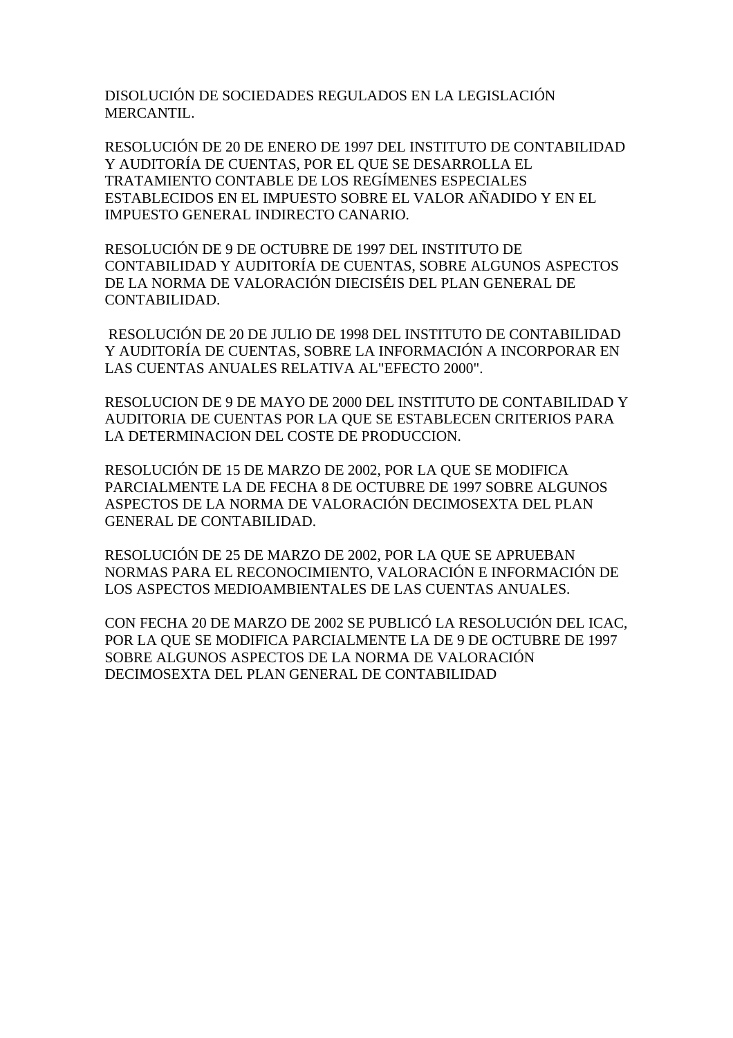DISOLUCIÓN DE SOCIEDADES REGULADOS EN LA LEGISLACIÓN MERCANTIL.

RESOLUCIÓN DE 20 DE ENERO DE 1997 DEL INSTITUTO DE CONTABILIDAD Y AUDITORÍA DE CUENTAS, POR EL QUE SE DESARROLLA EL TRATAMIENTO CONTABLE DE LOS REGÍMENES ESPECIALES ESTABLECIDOS EN EL IMPUESTO SOBRE EL VALOR AÑADIDO Y EN EL IMPUESTO GENERAL INDIRECTO CANARIO.

RESOLUCIÓN DE 9 DE OCTUBRE DE 1997 DEL INSTITUTO DE CONTABILIDAD Y AUDITORÍA DE CUENTAS, SOBRE ALGUNOS ASPECTOS DE LA NORMA DE VALORACIÓN DIECISÉIS DEL PLAN GENERAL DE CONTABILIDAD.

RESOLUCIÓN DE 20 DE JULIO DE 1998 DEL INSTITUTO DE CONTABILIDAD Y AUDITORÍA DE CUENTAS, SOBRE LA INFORMACIÓN A INCORPORAR EN LAS CUENTAS ANUALES RELATIVA AL"EFECTO 2000".

RESOLUCION DE 9 DE MAYO DE 2000 DEL INSTITUTO DE CONTABILIDAD Y AUDITORIA DE CUENTAS POR LA QUE SE ESTABLECEN CRITERIOS PARA LA DETERMINACION DEL COSTE DE PRODUCCION.

RESOLUCIÓN DE 15 DE MARZO DE 2002, POR LA QUE SE MODIFICA PARCIALMENTE LA DE FECHA 8 DE OCTUBRE DE 1997 SOBRE ALGUNOS ASPECTOS DE LA NORMA DE VALORACIÓN DECIMOSEXTA DEL PLAN GENERAL DE CONTABILIDAD.

RESOLUCIÓN DE 25 DE MARZO DE 2002, POR LA QUE SE APRUEBAN NORMAS PARA EL RECONOCIMIENTO, VALORACIÓN E INFORMACIÓN DE LOS ASPECTOS MEDIOAMBIENTALES DE LAS CUENTAS ANUALES.

CON FECHA 20 DE MARZO DE 2002 SE PUBLICÓ LA RESOLUCIÓN DEL ICAC, POR LA QUE SE MODIFICA PARCIALMENTE LA DE 9 DE OCTUBRE DE 1997 SOBRE ALGUNOS ASPECTOS DE LA NORMA DE VALORACIÓN DECIMOSEXTA DEL PLAN GENERAL DE CONTABILIDAD